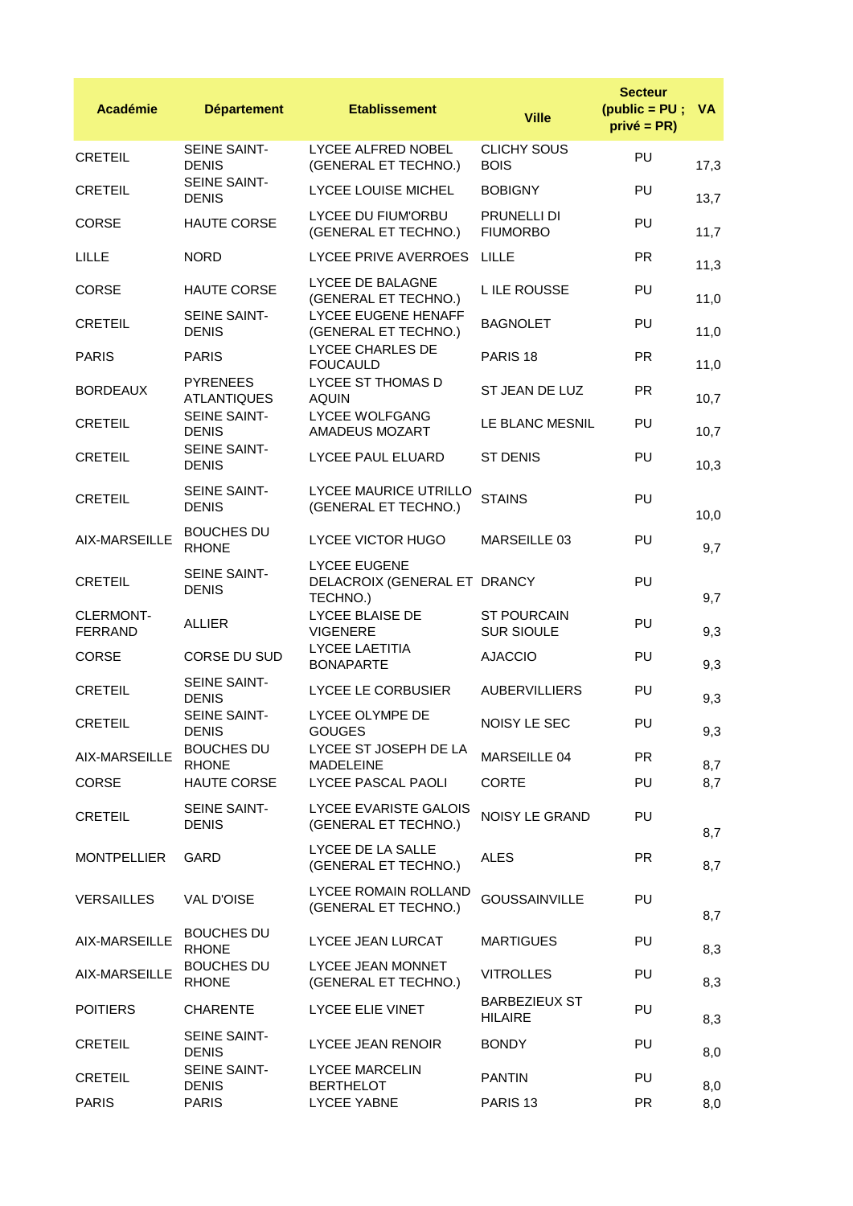| Académie | Département | Etablissement | Ville | Secteur (public = PU ; privé = PR) | VA |
|---|---|---|---|---|---|
| CRETEIL | SEINE SAINT-DENIS | LYCEE ALFRED NOBEL (GENERAL ET TECHNO.) | CLICHY SOUS BOIS | PU | 17,3 |
| CRETEIL | SEINE SAINT-DENIS | LYCEE LOUISE MICHEL | BOBIGNY | PU | 13,7 |
| CORSE | HAUTE CORSE | LYCEE DU FIUM'ORBU (GENERAL ET TECHNO.) | PRUNELLI DI FIUMORBO | PU | 11,7 |
| LILLE | NORD | LYCEE PRIVE AVERROES | LILLE | PR | 11,3 |
| CORSE | HAUTE CORSE | LYCEE DE BALAGNE (GENERAL ET TECHNO.) | L ILE ROUSSE | PU | 11,0 |
| CRETEIL | SEINE SAINT-DENIS | LYCEE EUGENE HENAFF (GENERAL ET TECHNO.) | BAGNOLET | PU | 11,0 |
| PARIS | PARIS | LYCEE CHARLES DE FOUCAULD | PARIS 18 | PR | 11,0 |
| BORDEAUX | PYRENEES ATLANTIQUES | LYCEE ST THOMAS D AQUIN | ST JEAN DE LUZ | PR | 10,7 |
| CRETEIL | SEINE SAINT-DENIS | LYCEE WOLFGANG AMADEUS MOZART | LE BLANC MESNIL | PU | 10,7 |
| CRETEIL | SEINE SAINT-DENIS | LYCEE PAUL ELUARD | ST DENIS | PU | 10,3 |
| CRETEIL | SEINE SAINT-DENIS | LYCEE MAURICE UTRILLO (GENERAL ET TECHNO.) | STAINS | PU | 10,0 |
| AIX-MARSEILLE | BOUCHES DU RHONE | LYCEE VICTOR HUGO | MARSEILLE 03 | PU | 9,7 |
| CRETEIL | SEINE SAINT-DENIS | LYCEE EUGENE DELACROIX (GENERAL ET TECHNO.) | DRANCY | PU | 9,7 |
| CLERMONT-FERRAND | ALLIER | LYCEE BLAISE DE VIGENERE | ST POURCAIN SUR SIOULE | PU | 9,3 |
| CORSE | CORSE DU SUD | LYCEE LAETITIA BONAPARTE | AJACCIO | PU | 9,3 |
| CRETEIL | SEINE SAINT-DENIS | LYCEE LE CORBUSIER | AUBERVILLIERS | PU | 9,3 |
| CRETEIL | SEINE SAINT-DENIS | LYCEE OLYMPE DE GOUGES | NOISY LE SEC | PU | 9,3 |
| AIX-MARSEILLE | BOUCHES DU RHONE | LYCEE ST JOSEPH DE LA MADELEINE | MARSEILLE 04 | PR | 8,7 |
| CORSE | HAUTE CORSE | LYCEE PASCAL PAOLI | CORTE | PU | 8,7 |
| CRETEIL | SEINE SAINT-DENIS | LYCEE EVARISTE GALOIS (GENERAL ET TECHNO.) | NOISY LE GRAND | PU | 8,7 |
| MONTPELLIER | GARD | LYCEE DE LA SALLE (GENERAL ET TECHNO.) | ALES | PR | 8,7 |
| VERSAILLES | VAL D'OISE | LYCEE ROMAIN ROLLAND (GENERAL ET TECHNO.) | GOUSSAINVILLE | PU | 8,7 |
| AIX-MARSEILLE | BOUCHES DU RHONE | LYCEE JEAN LURCAT | MARTIGUES | PU | 8,3 |
| AIX-MARSEILLE | BOUCHES DU RHONE | LYCEE JEAN MONNET (GENERAL ET TECHNO.) | VITROLLES | PU | 8,3 |
| POITIERS | CHARENTE | LYCEE ELIE VINET | BARBEZIEUX ST HILAIRE | PU | 8,3 |
| CRETEIL | SEINE SAINT-DENIS | LYCEE JEAN RENOIR | BONDY | PU | 8,0 |
| CRETEIL | SEINE SAINT-DENIS | LYCEE MARCELIN BERTHELOT | PANTIN | PU | 8,0 |
| PARIS | PARIS | LYCEE YABNE | PARIS 13 | PR | 8,0 |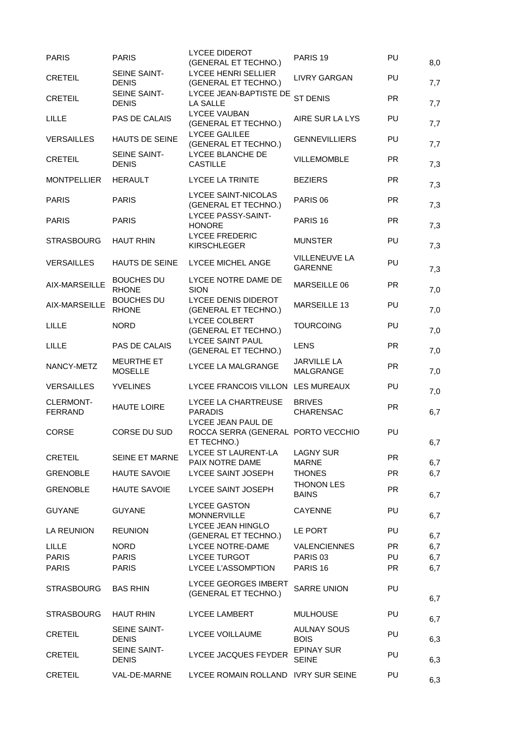| | | | | | |
|---|---|---|---|---|---|
| PARIS | PARIS | LYCEE DIDEROT (GENERAL ET TECHNO.) | PARIS 19 | PU | 8,0 |
| CRETEIL | SEINE SAINT-DENIS | LYCEE HENRI SELLIER (GENERAL ET TECHNO.) | LIVRY GARGAN | PU | 7,7 |
| CRETEIL | SEINE SAINT-DENIS | LYCEE JEAN-BAPTISTE DE LA SALLE | ST DENIS | PR | 7,7 |
| LILLE | PAS DE CALAIS | LYCEE VAUBAN (GENERAL ET TECHNO.) | AIRE SUR LA LYS | PU | 7,7 |
| VERSAILLES | HAUTS DE SEINE | LYCEE GALILEE (GENERAL ET TECHNO.) | GENNEVILLIERS | PU | 7,7 |
| CRETEIL | SEINE SAINT-DENIS | LYCEE BLANCHE DE CASTILLE | VILLEMOMBLE | PR | 7,3 |
| MONTPELLIER | HERAULT | LYCEE LA TRINITE | BEZIERS | PR | 7,3 |
| PARIS | PARIS | LYCEE SAINT-NICOLAS (GENERAL ET TECHNO.) | PARIS 06 | PR | 7,3 |
| PARIS | PARIS | LYCEE PASSY-SAINT-HONORE | PARIS 16 | PR | 7,3 |
| STRASBOURG | HAUT RHIN | LYCEE FREDERIC KIRSCHLEGER | MUNSTER | PU | 7,3 |
| VERSAILLES | HAUTS DE SEINE | LYCEE MICHEL ANGE | VILLENEUVE LA GARENNE | PU | 7,3 |
| AIX-MARSEILLE | BOUCHES DU RHONE | LYCEE NOTRE DAME DE SION | MARSEILLE 06 | PR | 7,0 |
| AIX-MARSEILLE | BOUCHES DU RHONE | LYCEE DENIS DIDEROT (GENERAL ET TECHNO.) | MARSEILLE 13 | PU | 7,0 |
| LILLE | NORD | LYCEE COLBERT (GENERAL ET TECHNO.) | TOURCOING | PU | 7,0 |
| LILLE | PAS DE CALAIS | LYCEE SAINT PAUL (GENERAL ET TECHNO.) | LENS | PR | 7,0 |
| NANCY-METZ | MEURTHE ET MOSELLE | LYCEE LA MALGRANGE | JARVILLE LA MALGRANGE | PR | 7,0 |
| VERSAILLES | YVELINES | LYCEE FRANCOIS VILLON | LES MUREAUX | PU | 7,0 |
| CLERMONT-FERRAND | HAUTE LOIRE | LYCEE LA CHARTREUSE PARADIS | BRIVES CHARENSAC | PR | 6,7 |
| CORSE | CORSE DU SUD | LYCEE JEAN PAUL DE ROCCA SERRA (GENERAL ET TECHNO.) | PORTO VECCHIO | PU | 6,7 |
| CRETEIL | SEINE ET MARNE | LYCEE ST LAURENT-LA PAIX NOTRE DAME | LAGNY SUR MARNE | PR | 6,7 |
| GRENOBLE | HAUTE SAVOIE | LYCEE SAINT JOSEPH | THONES | PR | 6,7 |
| GRENOBLE | HAUTE SAVOIE | LYCEE SAINT JOSEPH | THONON LES BAINS | PR | 6,7 |
| GUYANE | GUYANE | LYCEE GASTON MONNERVILLE | CAYENNE | PU | 6,7 |
| LA REUNION | REUNION | LYCEE JEAN HINGLO (GENERAL ET TECHNO.) | LE PORT | PU | 6,7 |
| LILLE | NORD | LYCEE NOTRE-DAME | VALENCIENNES | PR | 6,7 |
| PARIS | PARIS | LYCEE TURGOT | PARIS 03 | PU | 6,7 |
| PARIS | PARIS | LYCEE L'ASSOMPTION | PARIS 16 | PR | 6,7 |
| STRASBOURG | BAS RHIN | LYCEE GEORGES IMBERT (GENERAL ET TECHNO.) | SARRE UNION | PU | 6,7 |
| STRASBOURG | HAUT RHIN | LYCEE LAMBERT | MULHOUSE | PU | 6,7 |
| CRETEIL | SEINE SAINT-DENIS | LYCEE VOILLAUME | AULNAY SOUS BOIS | PU | 6,3 |
| CRETEIL | SEINE SAINT-DENIS | LYCEE JACQUES FEYDER | EPINAY SUR SEINE | PU | 6,3 |
| CRETEIL | VAL-DE-MARNE | LYCEE ROMAIN ROLLAND | IVRY SUR SEINE | PU | 6,3 |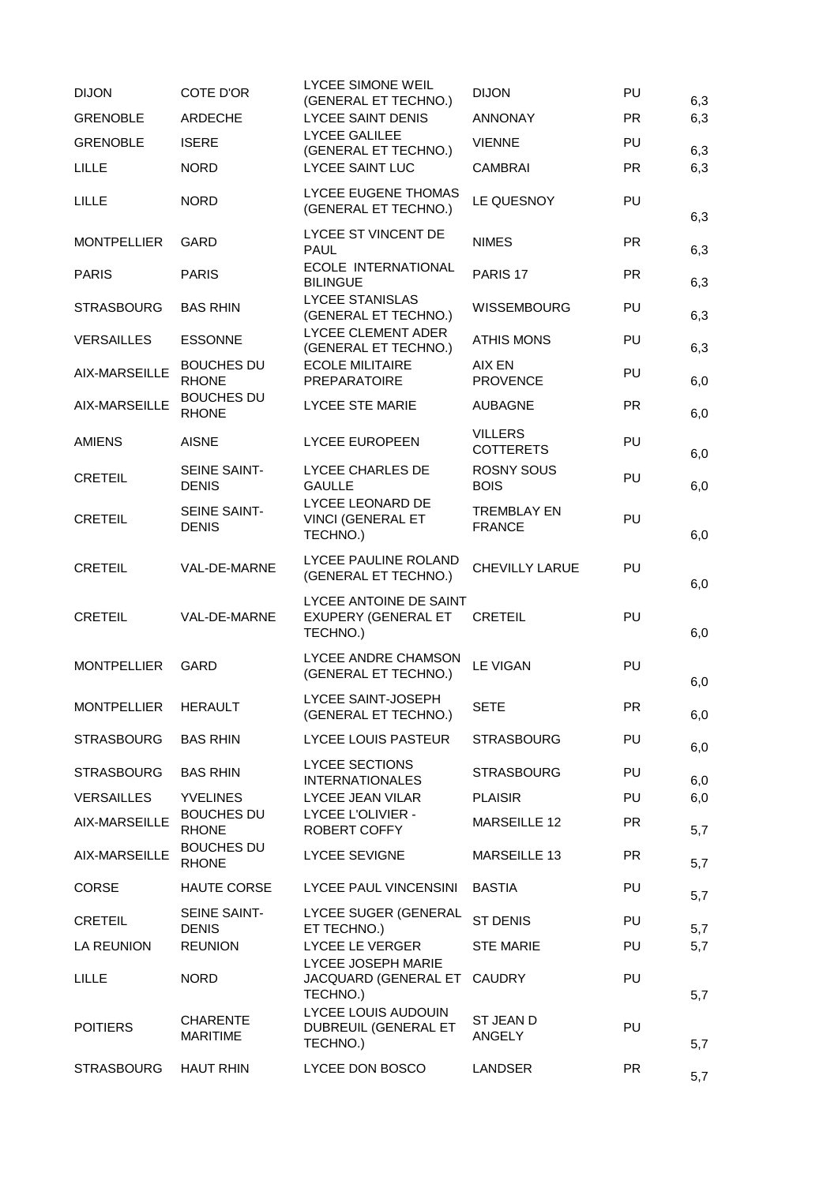| | | | | | |
|---|---|---|---|---|---|
| DIJON | COTE D'OR | LYCEE SIMONE WEIL (GENERAL ET TECHNO.) | DIJON | PU | 6,3 |
| GRENOBLE | ARDECHE | LYCEE SAINT DENIS | ANNONAY | PR | 6,3 |
| GRENOBLE | ISERE | LYCEE GALILEE (GENERAL ET TECHNO.) | VIENNE | PU | 6,3 |
| LILLE | NORD | LYCEE SAINT LUC | CAMBRAI | PR | 6,3 |
| LILLE | NORD | LYCEE EUGENE THOMAS (GENERAL ET TECHNO.) | LE QUESNOY | PU | 6,3 |
| MONTPELLIER | GARD | LYCEE ST VINCENT DE PAUL | NIMES | PR | 6,3 |
| PARIS | PARIS | ECOLE INTERNATIONAL BILINGUE | PARIS 17 | PR | 6,3 |
| STRASBOURG | BAS RHIN | LYCEE STANISLAS (GENERAL ET TECHNO.) | WISSEMBOURG | PU | 6,3 |
| VERSAILLES | ESSONNE | LYCEE CLEMENT ADER (GENERAL ET TECHNO.) | ATHIS MONS | PU | 6,3 |
| AIX-MARSEILLE | BOUCHES DU RHONE | ECOLE MILITAIRE PREPARATOIRE | AIX EN PROVENCE | PU | 6,0 |
| AIX-MARSEILLE | BOUCHES DU RHONE | LYCEE STE MARIE | AUBAGNE | PR | 6,0 |
| AMIENS | AISNE | LYCEE EUROPEEN | VILLERS COTTERETS | PU | 6,0 |
| CRETEIL | SEINE SAINT-DENIS | LYCEE CHARLES DE GAULLE | ROSNY SOUS BOIS | PU | 6,0 |
| CRETEIL | SEINE SAINT-DENIS | LYCEE LEONARD DE VINCI (GENERAL ET TECHNO.) | TREMBLAY EN FRANCE | PU | 6,0 |
| CRETEIL | VAL-DE-MARNE | LYCEE PAULINE ROLAND (GENERAL ET TECHNO.) | CHEVILLY LARUE | PU | 6,0 |
| CRETEIL | VAL-DE-MARNE | LYCEE ANTOINE DE SAINT EXUPERY (GENERAL ET TECHNO.) | CRETEIL | PU | 6,0 |
| MONTPELLIER | GARD | LYCEE ANDRE CHAMSON (GENERAL ET TECHNO.) | LE VIGAN | PU | 6,0 |
| MONTPELLIER | HERAULT | LYCEE SAINT-JOSEPH (GENERAL ET TECHNO.) | SETE | PR | 6,0 |
| STRASBOURG | BAS RHIN | LYCEE LOUIS PASTEUR | STRASBOURG | PU | 6,0 |
| STRASBOURG | BAS RHIN | LYCEE SECTIONS INTERNATIONALES | STRASBOURG | PU | 6,0 |
| VERSAILLES | YVELINES | LYCEE JEAN VILAR | PLAISIR | PU | 6,0 |
| AIX-MARSEILLE | BOUCHES DU RHONE | LYCEE L'OLIVIER - ROBERT COFFY | MARSEILLE 12 | PR | 5,7 |
| AIX-MARSEILLE | BOUCHES DU RHONE | LYCEE SEVIGNE | MARSEILLE 13 | PR | 5,7 |
| CORSE | HAUTE CORSE | LYCEE PAUL VINCENSINI | BASTIA | PU | 5,7 |
| CRETEIL | SEINE SAINT-DENIS | LYCEE SUGER (GENERAL ET TECHNO.) | ST DENIS | PU | 5,7 |
| LA REUNION | REUNION | LYCEE LE VERGER | STE MARIE | PU | 5,7 |
| LILLE | NORD | LYCEE JOSEPH MARIE JACQUARD (GENERAL ET TECHNO.) | CAUDRY | PU | 5,7 |
| POITIERS | CHARENTE MARITIME | LYCEE LOUIS AUDOUIN DUBREUIL (GENERAL ET TECHNO.) | ST JEAN D ANGELY | PU | 5,7 |
| STRASBOURG | HAUT RHIN | LYCEE DON BOSCO | LANDSER | PR | 5,7 |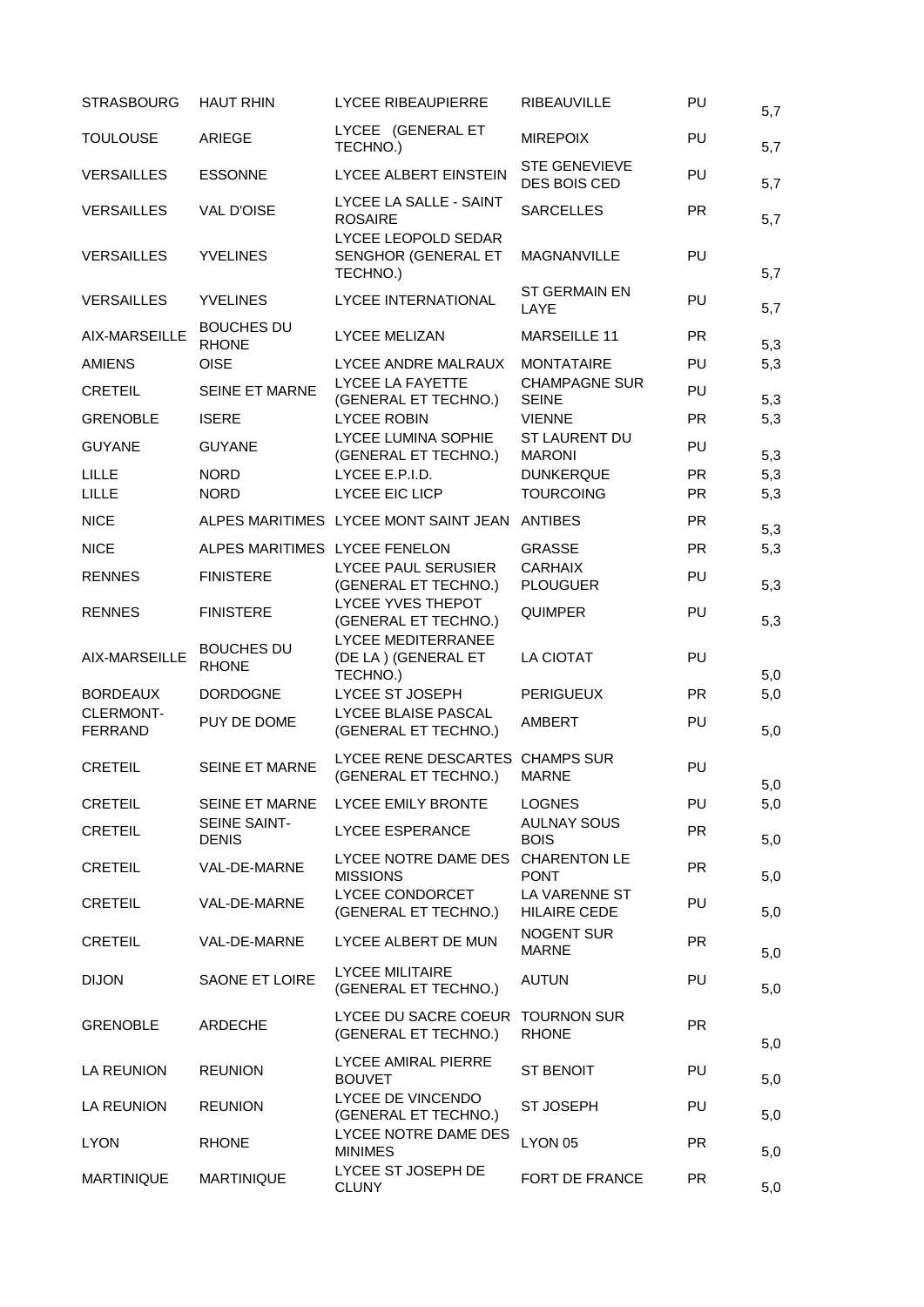| | | | | | |
|---|---|---|---|---|---|
| STRASBOURG | HAUT RHIN | LYCEE RIBEAUPIERRE | RIBEAUVILLE | PU | 5,7 |
| TOULOUSE | ARIEGE | LYCEE (GENERAL ET TECHNO.) | MIREPOIX | PU | 5,7 |
| VERSAILLES | ESSONNE | LYCEE ALBERT EINSTEIN | STE GENEVIEVE DES BOIS CED | PU | 5,7 |
| VERSAILLES | VAL D'OISE | LYCEE LA SALLE - SAINT ROSAIRE | SARCELLES | PR | 5,7 |
| VERSAILLES | YVELINES | LYCEE LEOPOLD SEDAR SENGHOR (GENERAL ET TECHNO.) | MAGNANVILLE | PU | 5,7 |
| VERSAILLES | YVELINES | LYCEE INTERNATIONAL | ST GERMAIN EN LAYE | PU | 5,7 |
| AIX-MARSEILLE | BOUCHES DU RHONE | LYCEE MELIZAN | MARSEILLE 11 | PR | 5,3 |
| AMIENS | OISE | LYCEE ANDRE MALRAUX | MONTATAIRE | PU | 5,3 |
| CRETEIL | SEINE ET MARNE | LYCEE LA FAYETTE (GENERAL ET TECHNO.) | CHAMPAGNE SUR SEINE | PU | 5,3 |
| GRENOBLE | ISERE | LYCEE ROBIN | VIENNE | PR | 5,3 |
| GUYANE | GUYANE | LYCEE LUMINA SOPHIE (GENERAL ET TECHNO.) | ST LAURENT DU MARONI | PU | 5,3 |
| LILLE | NORD | LYCEE E.P.I.D. | DUNKERQUE | PR | 5,3 |
| LILLE | NORD | LYCEE EIC LICP | TOURCOING | PR | 5,3 |
| NICE | ALPES MARITIMES | LYCEE MONT SAINT JEAN | ANTIBES | PR | 5,3 |
| NICE | ALPES MARITIMES | LYCEE FENELON | GRASSE | PR | 5,3 |
| RENNES | FINISTERE | LYCEE PAUL SERUSIER (GENERAL ET TECHNO.) | CARHAIX PLOUGUER | PU | 5,3 |
| RENNES | FINISTERE | LYCEE YVES THEPOT (GENERAL ET TECHNO.) | QUIMPER | PU | 5,3 |
| AIX-MARSEILLE | BOUCHES DU RHONE | LYCEE MEDITERRANEE (DE LA ) (GENERAL ET TECHNO.) | LA CIOTAT | PU | 5,0 |
| BORDEAUX | DORDOGNE | LYCEE ST JOSEPH | PERIGUEUX | PR | 5,0 |
| CLERMONT-FERRAND | PUY DE DOME | LYCEE BLAISE PASCAL (GENERAL ET TECHNO.) | AMBERT | PU | 5,0 |
| CRETEIL | SEINE ET MARNE | LYCEE RENE DESCARTES (GENERAL ET TECHNO.) | CHAMPS SUR MARNE | PU | 5,0 |
| CRETEIL | SEINE ET MARNE | LYCEE EMILY BRONTE | LOGNES | PU | 5,0 |
| CRETEIL | SEINE SAINT-DENIS | LYCEE ESPERANCE | AULNAY SOUS BOIS | PR | 5,0 |
| CRETEIL | VAL-DE-MARNE | LYCEE NOTRE DAME DES MISSIONS | CHARENTON LE PONT | PR | 5,0 |
| CRETEIL | VAL-DE-MARNE | LYCEE CONDORCET (GENERAL ET TECHNO.) | LA VARENNE ST HILAIRE CEDE | PU | 5,0 |
| CRETEIL | VAL-DE-MARNE | LYCEE ALBERT DE MUN | NOGENT SUR MARNE | PR | 5,0 |
| DIJON | SAONE ET LOIRE | LYCEE MILITAIRE (GENERAL ET TECHNO.) | AUTUN | PU | 5,0 |
| GRENOBLE | ARDECHE | LYCEE DU SACRE COEUR (GENERAL ET TECHNO.) | TOURNON SUR RHONE | PR | 5,0 |
| LA REUNION | REUNION | LYCEE AMIRAL PIERRE BOUVET | ST BENOIT | PU | 5,0 |
| LA REUNION | REUNION | LYCEE DE VINCENDO (GENERAL ET TECHNO.) | ST JOSEPH | PU | 5,0 |
| LYON | RHONE | LYCEE NOTRE DAME DES MINIMES | LYON 05 | PR | 5,0 |
| MARTINIQUE | MARTINIQUE | LYCEE ST JOSEPH DE CLUNY | FORT DE FRANCE | PR | 5,0 |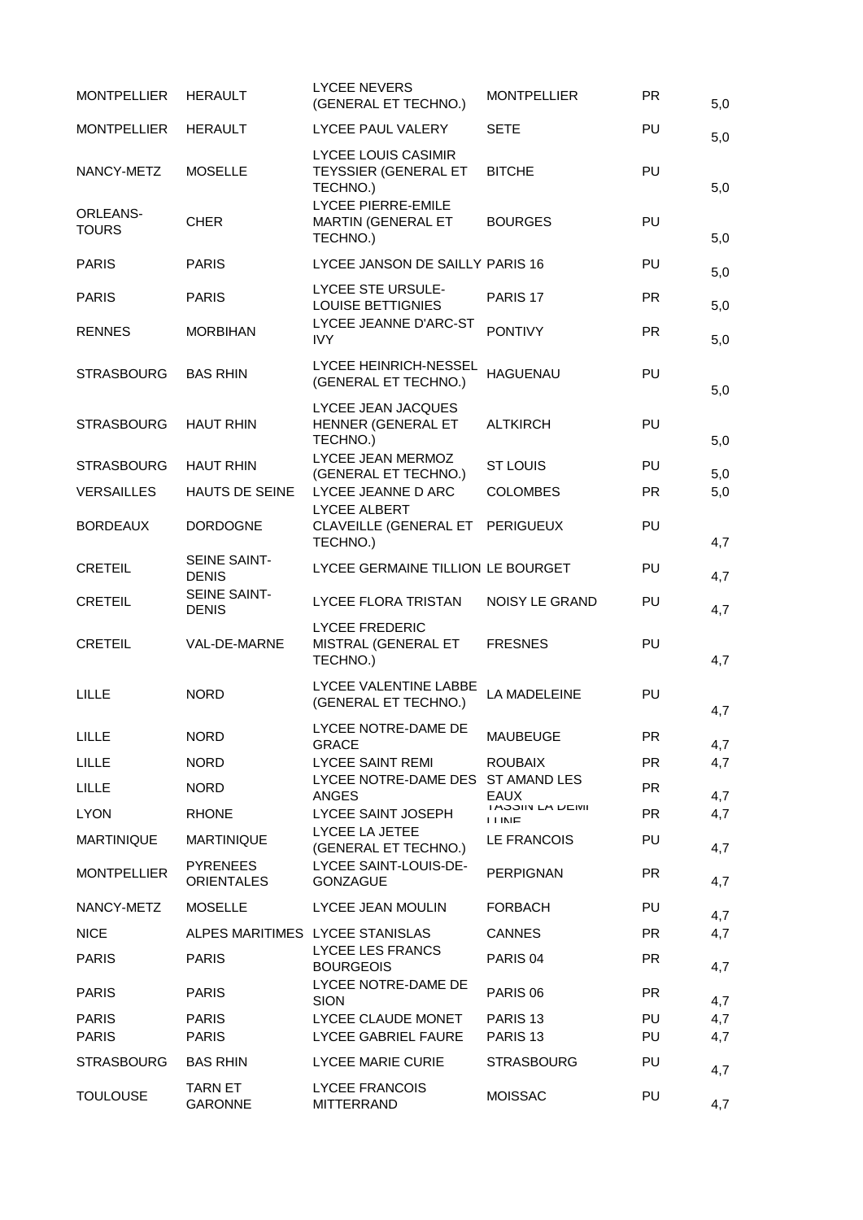| | | | | | |
|---|---|---|---|---|---|
| MONTPELLIER | HERAULT | LYCEE NEVERS (GENERAL ET TECHNO.) | MONTPELLIER | PR | 5,0 |
| MONTPELLIER | HERAULT | LYCEE PAUL VALERY | SETE | PU | 5,0 |
| NANCY-METZ | MOSELLE | LYCEE LOUIS CASIMIR TEYSSIER (GENERAL ET TECHNO.) | BITCHE | PU | 5,0 |
| ORLEANS-TOURS | CHER | LYCEE PIERRE-EMILE MARTIN (GENERAL ET TECHNO.) | BOURGES | PU | 5,0 |
| PARIS | PARIS | LYCEE JANSON DE SAILLY | PARIS 16 | PU | 5,0 |
| PARIS | PARIS | LYCEE STE URSULE-LOUISE BETTIGNIES | PARIS 17 | PR | 5,0 |
| RENNES | MORBIHAN | LYCEE JEANNE D'ARC-ST IVY | PONTIVY | PR | 5,0 |
| STRASBOURG | BAS RHIN | LYCEE HEINRICH-NESSEL (GENERAL ET TECHNO.) | HAGUENAU | PU | 5,0 |
| STRASBOURG | HAUT RHIN | LYCEE JEAN JACQUES HENNER (GENERAL ET TECHNO.) | ALTKIRCH | PU | 5,0 |
| STRASBOURG | HAUT RHIN | LYCEE JEAN MERMOZ (GENERAL ET TECHNO.) | ST LOUIS | PU | 5,0 |
| VERSAILLES | HAUTS DE SEINE | LYCEE JEANNE D ARC | COLOMBES | PR | 5,0 |
| BORDEAUX | DORDOGNE | LYCEE ALBERT CLAVEILLE (GENERAL ET TECHNO.) | PERIGUEUX | PU | 4,7 |
| CRETEIL | SEINE SAINT-DENIS | LYCEE GERMAINE TILLION | LE BOURGET | PU | 4,7 |
| CRETEIL | SEINE SAINT-DENIS | LYCEE FLORA TRISTAN | NOISY LE GRAND | PU | 4,7 |
| CRETEIL | VAL-DE-MARNE | LYCEE FREDERIC MISTRAL (GENERAL ET TECHNO.) | FRESNES | PU | 4,7 |
| LILLE | NORD | LYCEE VALENTINE LABBE (GENERAL ET TECHNO.) | LA MADELEINE | PU | 4,7 |
| LILLE | NORD | LYCEE NOTRE-DAME DE GRACE | MAUBEUGE | PR | 4,7 |
| LILLE | NORD | LYCEE SAINT REMI | ROUBAIX | PR | 4,7 |
| LILLE | NORD | LYCEE NOTRE-DAME DES ANGES | ST AMAND LES EAUX | PR | 4,7 |
| LYON | RHONE | LYCEE SAINT JOSEPH | TASSIN LA DEMI LUNE | PR | 4,7 |
| MARTINIQUE | MARTINIQUE | LYCEE LA JETEE (GENERAL ET TECHNO.) | LE FRANCOIS | PU | 4,7 |
| MONTPELLIER | PYRENEES ORIENTALES | LYCEE SAINT-LOUIS-DE-GONZAGUE | PERPIGNAN | PR | 4,7 |
| NANCY-METZ | MOSELLE | LYCEE JEAN MOULIN | FORBACH | PU | 4,7 |
| NICE | ALPES MARITIMES | LYCEE STANISLAS | CANNES | PR | 4,7 |
| PARIS | PARIS | LYCEE LES FRANCS BOURGEOIS | PARIS 04 | PR | 4,7 |
| PARIS | PARIS | LYCEE NOTRE-DAME DE SION | PARIS 06 | PR | 4,7 |
| PARIS | PARIS | LYCEE CLAUDE MONET | PARIS 13 | PU | 4,7 |
| PARIS | PARIS | LYCEE GABRIEL FAURE | PARIS 13 | PU | 4,7 |
| STRASBOURG | BAS RHIN | LYCEE MARIE CURIE | STRASBOURG | PU | 4,7 |
| TOULOUSE | TARN ET GARONNE | LYCEE FRANCOIS MITTERRAND | MOISSAC | PU | 4,7 |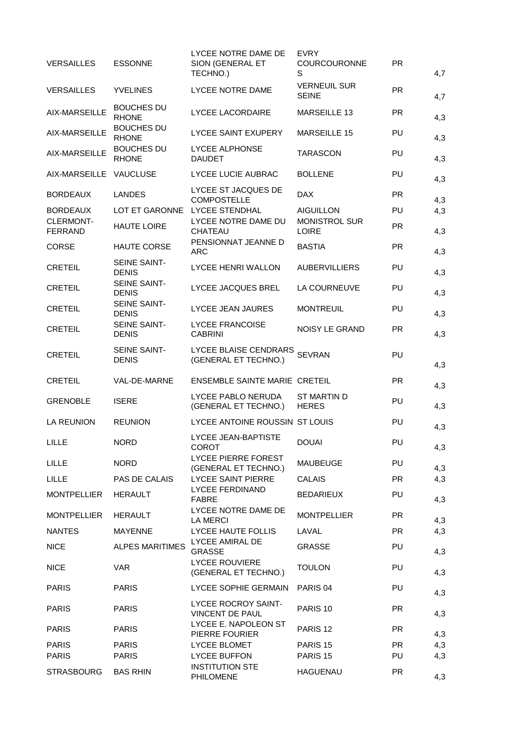| | | | | | |
|---|---|---|---|---|---|
| VERSAILLES | ESSONNE | LYCEE NOTRE DAME DE SION (GENERAL ET TECHNO.) | EVRY COURCOURONNES | PR | 4,7 |
| VERSAILLES | YVELINES | LYCEE NOTRE DAME | VERNEUIL SUR SEINE | PR | 4,7 |
| AIX-MARSEILLE | BOUCHES DU RHONE | LYCEE LACORDAIRE | MARSEILLE 13 | PR | 4,3 |
| AIX-MARSEILLE | BOUCHES DU RHONE | LYCEE SAINT EXUPERY | MARSEILLE 15 | PU | 4,3 |
| AIX-MARSEILLE | BOUCHES DU RHONE | LYCEE ALPHONSE DAUDET | TARASCON | PU | 4,3 |
| AIX-MARSEILLE | VAUCLUSE | LYCEE LUCIE AUBRAC | BOLLENE | PU | 4,3 |
| BORDEAUX | LANDES | LYCEE ST JACQUES DE COMPOSTELLE | DAX | PR | 4,3 |
| BORDEAUX | LOT ET GARONNE | LYCEE STENDHAL | AIGUILLON | PU | 4,3 |
| CLERMONT-FERRAND | HAUTE LOIRE | LYCEE NOTRE DAME DU CHATEAU | MONISTROL SUR LOIRE | PR | 4,3 |
| CORSE | HAUTE CORSE | PENSIONNAT JEANNE D ARC | BASTIA | PR | 4,3 |
| CRETEIL | SEINE SAINT-DENIS | LYCEE HENRI WALLON | AUBERVILLIERS | PU | 4,3 |
| CRETEIL | SEINE SAINT-DENIS | LYCEE JACQUES BREL | LA COURNEUVE | PU | 4,3 |
| CRETEIL | SEINE SAINT-DENIS | LYCEE JEAN JAURES | MONTREUIL | PU | 4,3 |
| CRETEIL | SEINE SAINT-DENIS | LYCEE FRANCOISE CABRINI | NOISY LE GRAND | PR | 4,3 |
| CRETEIL | SEINE SAINT-DENIS | LYCEE BLAISE CENDRARS (GENERAL ET TECHNO.) | SEVRAN | PU | 4,3 |
| CRETEIL | VAL-DE-MARNE | ENSEMBLE SAINTE MARIE | CRETEIL | PR | 4,3 |
| GRENOBLE | ISERE | LYCEE PABLO NERUDA (GENERAL ET TECHNO.) | ST MARTIN D HERES | PU | 4,3 |
| LA REUNION | REUNION | LYCEE ANTOINE ROUSSIN | ST LOUIS | PU | 4,3 |
| LILLE | NORD | LYCEE JEAN-BAPTISTE COROT | DOUAI | PU | 4,3 |
| LILLE | NORD | LYCEE PIERRE FOREST (GENERAL ET TECHNO.) | MAUBEUGE | PU | 4,3 |
| LILLE | PAS DE CALAIS | LYCEE SAINT PIERRE | CALAIS | PR | 4,3 |
| MONTPELLIER | HERAULT | LYCEE FERDINAND FABRE | BEDARIEUX | PU | 4,3 |
| MONTPELLIER | HERAULT | LYCEE NOTRE DAME DE LA MERCI | MONTPELLIER | PR | 4,3 |
| NANTES | MAYENNE | LYCEE HAUTE FOLLIS | LAVAL | PR | 4,3 |
| NICE | ALPES MARITIMES | LYCEE AMIRAL DE GRASSE | GRASSE | PU | 4,3 |
| NICE | VAR | LYCEE ROUVIERE (GENERAL ET TECHNO.) | TOULON | PU | 4,3 |
| PARIS | PARIS | LYCEE SOPHIE GERMAIN | PARIS 04 | PU | 4,3 |
| PARIS | PARIS | LYCEE ROCROY SAINT-VINCENT DE PAUL | PARIS 10 | PR | 4,3 |
| PARIS | PARIS | LYCEE E. NAPOLEON ST PIERRE FOURIER | PARIS 12 | PR | 4,3 |
| PARIS | PARIS | LYCEE BLOMET | PARIS 15 | PR | 4,3 |
| PARIS | PARIS | LYCEE BUFFON | PARIS 15 | PU | 4,3 |
| STRASBOURG | BAS RHIN | INSTITUTION STE PHILOMENE | HAGUENAU | PR | 4,3 |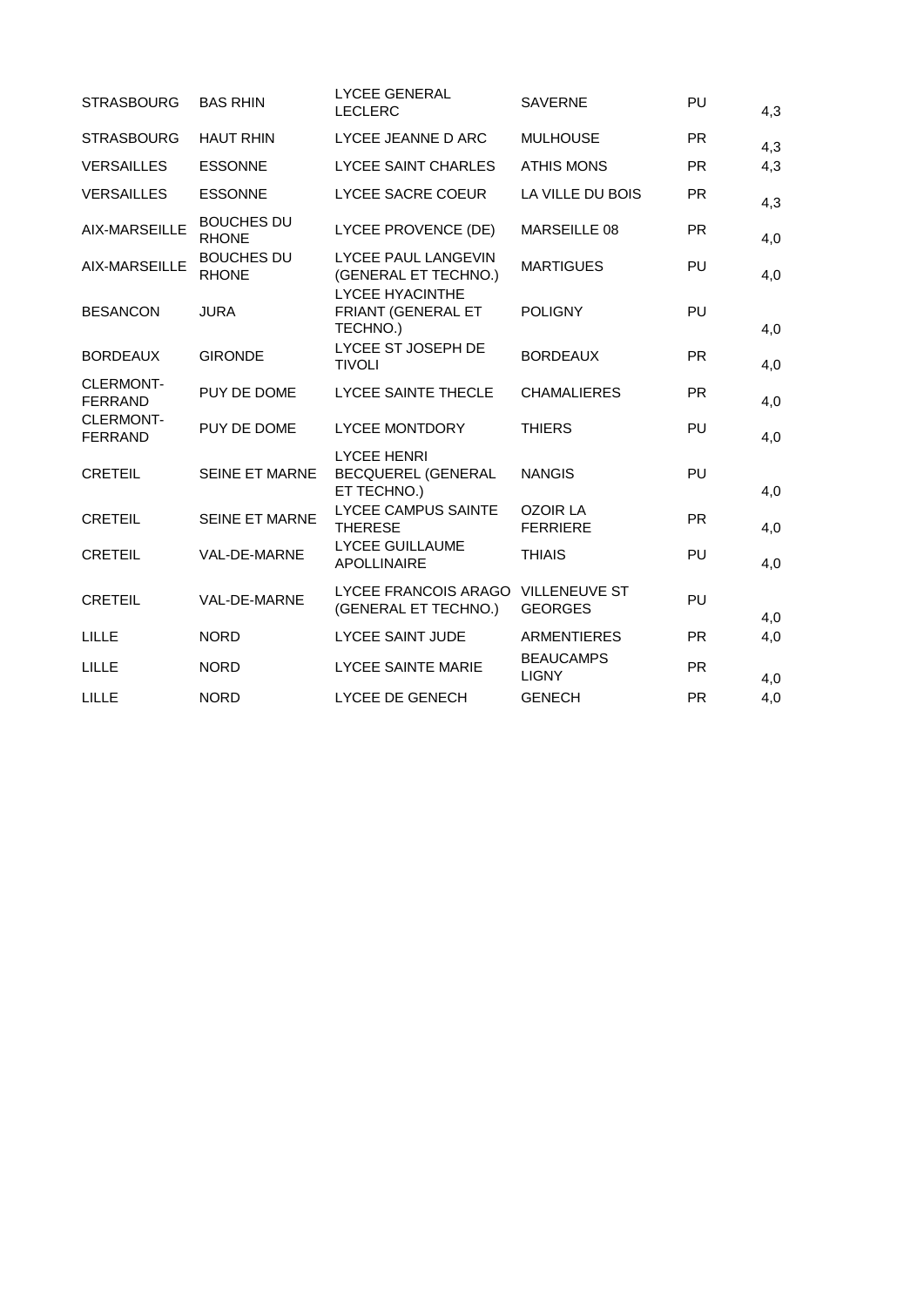| | | | | | |
|---|---|---|---|---|---|
| STRASBOURG | BAS RHIN | LYCEE GENERAL LECLERC | SAVERNE | PU | 4,3 |
| STRASBOURG | HAUT RHIN | LYCEE JEANNE D ARC | MULHOUSE | PR | 4,3 |
| VERSAILLES | ESSONNE | LYCEE SAINT CHARLES | ATHIS MONS | PR | 4,3 |
| VERSAILLES | ESSONNE | LYCEE SACRE COEUR | LA VILLE DU BOIS | PR | 4,3 |
| AIX-MARSEILLE | BOUCHES DU RHONE | LYCEE PROVENCE (DE) | MARSEILLE 08 | PR | 4,0 |
| AIX-MARSEILLE | BOUCHES DU RHONE | LYCEE PAUL LANGEVIN (GENERAL ET TECHNO.) | MARTIGUES | PU | 4,0 |
| BESANCON | JURA | LYCEE HYACINTHE FRIANT (GENERAL ET TECHNO.) | POLIGNY | PU | 4,0 |
| BORDEAUX | GIRONDE | LYCEE ST JOSEPH DE TIVOLI | BORDEAUX | PR | 4,0 |
| CLERMONT-FERRAND | PUY DE DOME | LYCEE SAINTE THECLE | CHAMALIERES | PR | 4,0 |
| CLERMONT-FERRAND | PUY DE DOME | LYCEE MONTDORY | THIERS | PU | 4,0 |
| CRETEIL | SEINE ET MARNE | LYCEE HENRI BECQUEREL (GENERAL ET TECHNO.) | NANGIS | PU | 4,0 |
| CRETEIL | SEINE ET MARNE | LYCEE CAMPUS SAINTE THERESE | OZOIR LA FERRIERE | PR | 4,0 |
| CRETEIL | VAL-DE-MARNE | LYCEE GUILLAUME APOLLINAIRE | THIAIS | PU | 4,0 |
| CRETEIL | VAL-DE-MARNE | LYCEE FRANCOIS ARAGO (GENERAL ET TECHNO.) | VILLENEUVE ST GEORGES | PU | 4,0 |
| LILLE | NORD | LYCEE SAINT JUDE | ARMENTIERES | PR | 4,0 |
| LILLE | NORD | LYCEE SAINTE MARIE | BEAUCAMPS LIGNY | PR | 4,0 |
| LILLE | NORD | LYCEE DE GENECH | GENECH | PR | 4,0 |